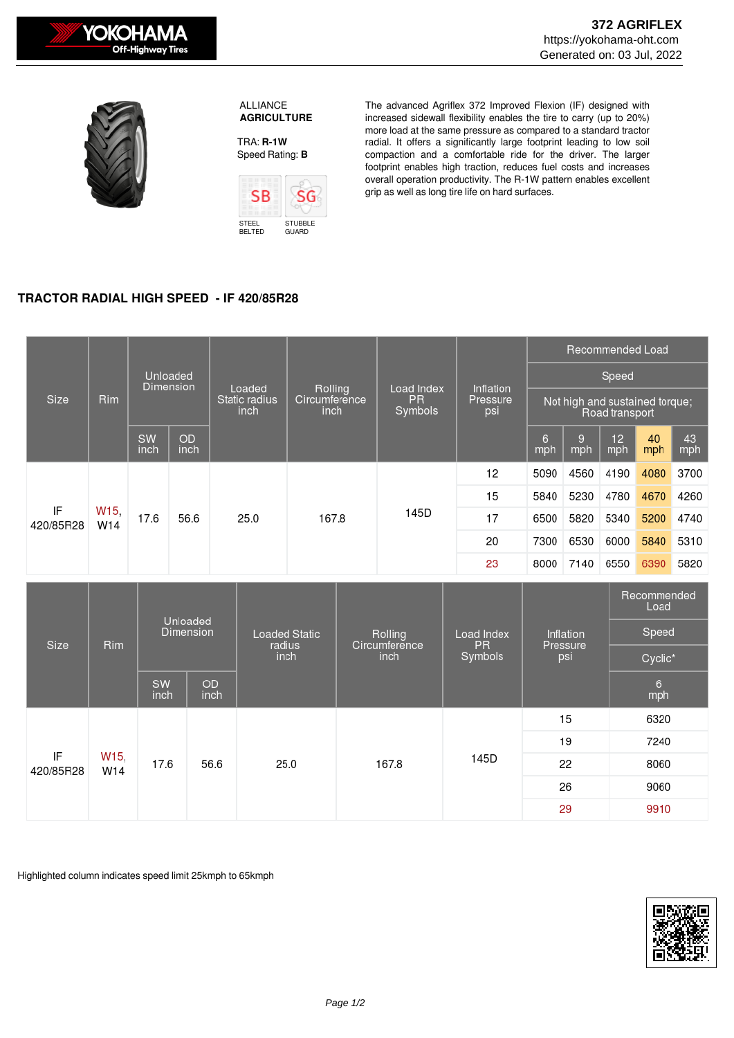# 372 AGRIFLEX

https://yokohama-oht.com

Generated on: 03 Jul, 2022

ALLIANCE
**AGRICULTURE**

TRA: **R-1W**
Speed Rating: **B**

SB — STEEL BELTED
SG — STUBBLE GUARD

The advanced Agriflex 372 Improved Flexion (IF) designed with increased sidewall flexibility enables the tire to carry (up to 20%) more load at the same pressure as compared to a standard tractor radial. It offers a significantly large footprint leading to low soil compaction and a comfortable ride for the driver. The larger footprint enables high traction, reduces fuel costs and increases overall operation productivity. The R-1W pattern enables excellent grip as well as long tire life on hard surfaces.

## TRACTOR RADIAL HIGH SPEED - IF 420/85R28

| Size | Rim | Unloaded Dimension | | Loaded Static radius inch | Rolling Circumference inch | Load Index PR Symbols | Inflation Pressure psi | Recommended Load — Speed — Not high and sustained torque; Road transport | | | | |
|---|---|---|---|---|---|---|---|---|---|---|---|---|
| | | SW inch | OD inch | | | | | 6 mph | 9 mph | 12 mph | 40 mph | 43 mph |
| IF 420/85R28 | W15, W14 | 17.6 | 56.6 | 25.0 | 167.8 | 145D | 12 | 5090 | 4560 | 4190 | 4080 | 3700 |
| | | | | | | | 15 | 5840 | 5230 | 4780 | 4670 | 4260 |
| | | | | | | | 17 | 6500 | 5820 | 5340 | 5200 | 4740 |
| | | | | | | | 20 | 7300 | 6530 | 6000 | 5840 | 5310 |
| | | | | | | | 23 | 8000 | 7140 | 6550 | 6390 | 5820 |

| Size | Rim | Unloaded Dimension | | Loaded Static radius inch | Rolling Circumference inch | Load Index PR Symbols | Inflation Pressure psi | Recommended Load — Speed — Cyclic* |
|---|---|---|---|---|---|---|---|---|
| | | SW inch | OD inch | | | | | 6 mph |
| IF 420/85R28 | W15, W14 | 17.6 | 56.6 | 25.0 | 167.8 | 145D | 15 | 6320 |
| | | | | | | | 19 | 7240 |
| | | | | | | | 22 | 8060 |
| | | | | | | | 26 | 9060 |
| | | | | | | | 29 | 9910 |

Highlighted column indicates speed limit 25kmph to 65kmph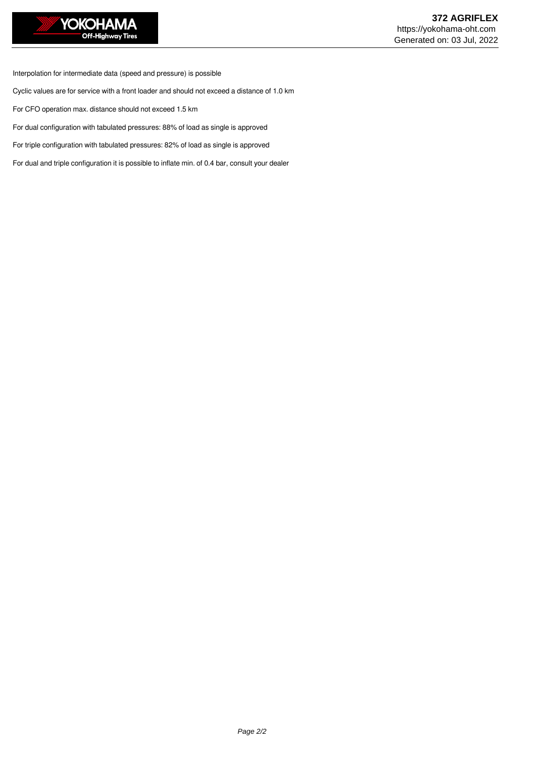Interpolation for intermediate data (speed and pressure) is possible

Cyclic values are for service with a front loader and should not exceed a distance of 1.0 km

For CFO operation max. distance should not exceed 1.5 km

For dual configuration with tabulated pressures: 88% of load as single is approved

For triple configuration with tabulated pressures: 82% of load as single is approved

For dual and triple configuration it is possible to inflate min. of 0.4 bar, consult your dealer